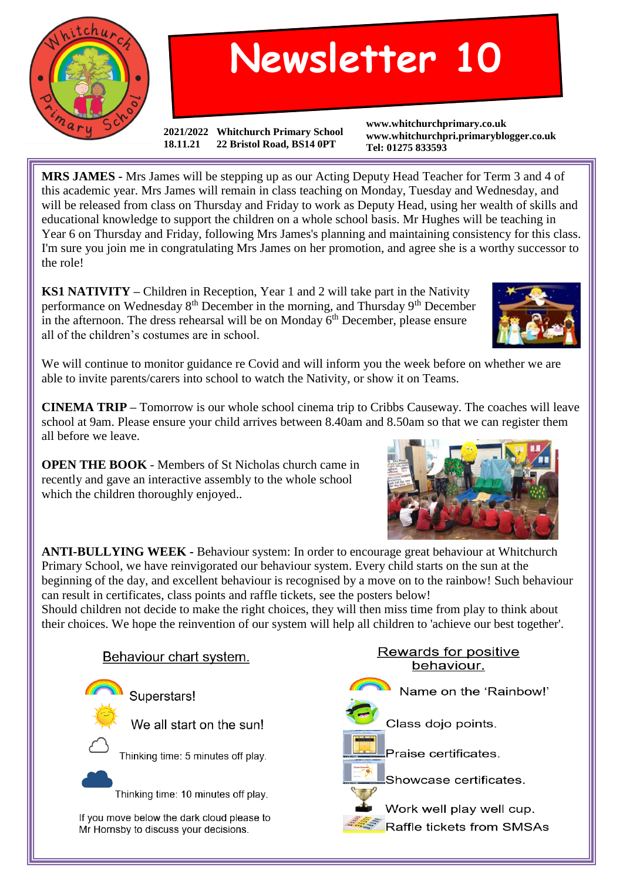# Newsletter 10

2021/2022 Whitchurch Primary School
18.11.21 22 Bristol Road, BS14 0PT

www.whitchurchprimary.co.uk
www.whitchurchpri.primaryblogger.co.uk
Tel: 01275 833593

**MRS JAMES -** Mrs James will be stepping up as our Acting Deputy Head Teacher for Term 3 and 4 of this academic year. Mrs James will remain in class teaching on Monday, Tuesday and Wednesday, and will be released from class on Thursday and Friday to work as Deputy Head, using her wealth of skills and educational knowledge to support the children on a whole school basis. Mr Hughes will be teaching in Year 6 on Thursday and Friday, following Mrs James's planning and maintaining consistency for this class. I'm sure you join me in congratulating Mrs James on her promotion, and agree she is a worthy successor to the role!

**KS1 NATIVITY –** Children in Reception, Year 1 and 2 will take part in the Nativity performance on Wednesday 8th December in the morning, and Thursday 9th December in the afternoon. The dress rehearsal will be on Monday 6th December, please ensure all of the children's costumes are in school.

We will continue to monitor guidance re Covid and will inform you the week before on whether we are able to invite parents/carers into school to watch the Nativity, or show it on Teams.

**CINEMA TRIP –** Tomorrow is our whole school cinema trip to Cribbs Causeway. The coaches will leave school at 9am. Please ensure your child arrives between 8.40am and 8.50am so that we can register them all before we leave.

**OPEN THE BOOK** - Members of St Nicholas church came in recently and gave an interactive assembly to the whole school which the children thoroughly enjoyed..

**ANTI-BULLYING WEEK -** Behaviour system: In order to encourage great behaviour at Whitchurch Primary School, we have reinvigorated our behaviour system. Every child starts on the sun at the beginning of the day, and excellent behaviour is recognised by a move on to the rainbow! Such behaviour can result in certificates, class points and raffle tickets, see the posters below!
Should children not decide to make the right choices, they will then miss time from play to think about their choices. We hope the reinvention of our system will help all children to 'achieve our best together'.

**Behaviour chart system.**

- Superstars!
- We all start on the sun!
- Thinking time: 5 minutes off play.
- Thinking time: 10 minutes off play.

If you move below the dark cloud please to Mr Hornsby to discuss your decisions.

**Rewards for positive behaviour.**

- Name on the 'Rainbow!'
- Class dojo points.
- Praise certificates.
- Showcase certificates.
- Work well play well cup.
- Raffle tickets from SMSAs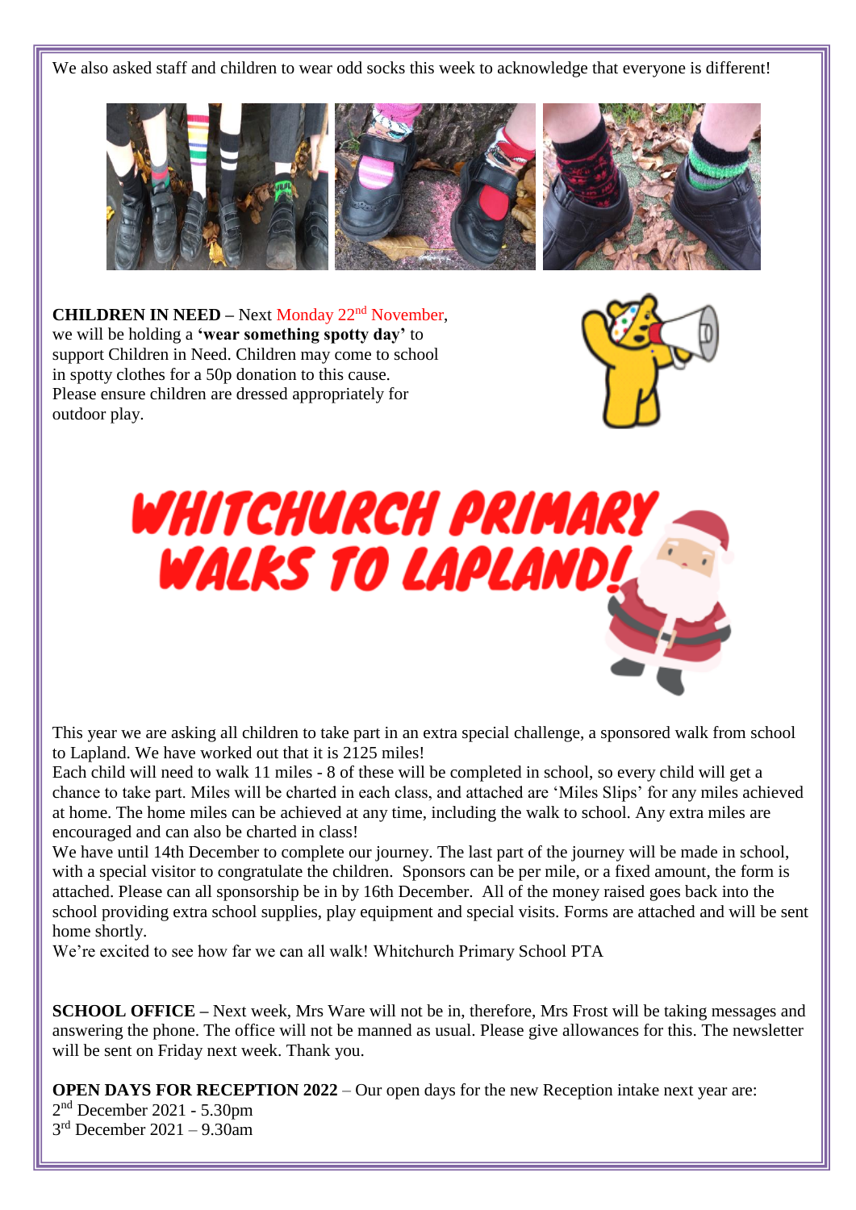We also asked staff and children to wear odd socks this week to acknowledge that everyone is different!

**CHILDREN IN NEED –** Next Monday 22nd November, we will be holding a **'wear something spotty day'** to support Children in Need. Children may come to school in spotty clothes for a 50p donation to this cause. Please ensure children are dressed appropriately for outdoor play.

# WHITCHURCH PRIMARY WALKS TO LAPLAND!

This year we are asking all children to take part in an extra special challenge, a sponsored walk from school to Lapland. We have worked out that it is 2125 miles!
Each child will need to walk 11 miles - 8 of these will be completed in school, so every child will get a chance to take part. Miles will be charted in each class, and attached are 'Miles Slips' for any miles achieved at home. The home miles can be achieved at any time, including the walk to school. Any extra miles are encouraged and can also be charted in class!
We have until 14th December to complete our journey. The last part of the journey will be made in school, with a special visitor to congratulate the children. Sponsors can be per mile, or a fixed amount, the form is attached. Please can all sponsorship be in by 16th December. All of the money raised goes back into the school providing extra school supplies, play equipment and special visits. Forms are attached and will be sent home shortly.
We're excited to see how far we can all walk! Whitchurch Primary School PTA

**SCHOOL OFFICE –** Next week, Mrs Ware will not be in, therefore, Mrs Frost will be taking messages and answering the phone. The office will not be manned as usual. Please give allowances for this. The newsletter will be sent on Friday next week. Thank you.

**OPEN DAYS FOR RECEPTION 2022** – Our open days for the new Reception intake next year are:
2nd December 2021 - 5.30pm
3rd December 2021 – 9.30am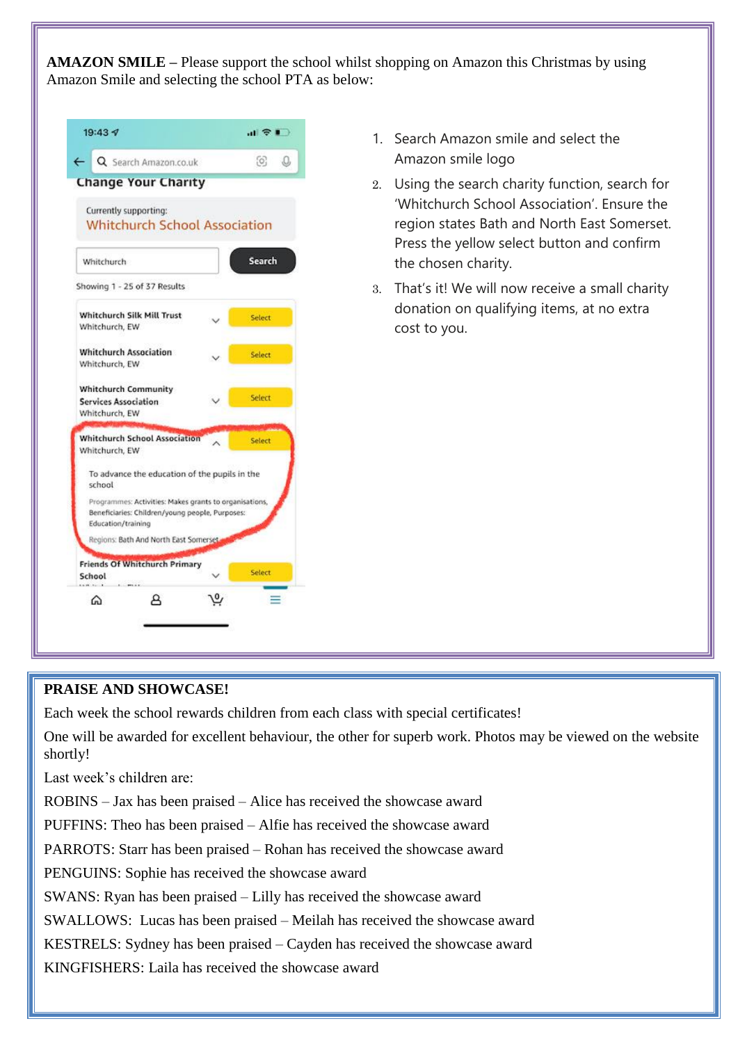**AMAZON SMILE** – Please support the school whilst shopping on Amazon this Christmas by using Amazon Smile and selecting the school PTA as below:

1. Search Amazon smile and select the Amazon smile logo
2. Using the search charity function, search for 'Whitchurch School Association'. Ensure the region states Bath and North East Somerset. Press the yellow select button and confirm the chosen charity.
3. That's it! We will now receive a small charity donation on qualifying items, at no extra cost to you.

**PRAISE AND SHOWCASE!**

Each week the school rewards children from each class with special certificates!

One will be awarded for excellent behaviour, the other for superb work. Photos may be viewed on the website shortly!

Last week's children are:

ROBINS – Jax has been praised – Alice has received the showcase award

PUFFINS: Theo has been praised – Alfie has received the showcase award

PARROTS: Starr has been praised – Rohan has received the showcase award

PENGUINS: Sophie has received the showcase award

SWANS: Ryan has been praised – Lilly has received the showcase award

SWALLOWS: Lucas has been praised – Meilah has received the showcase award

KESTRELS: Sydney has been praised – Cayden has received the showcase award

KINGFISHERS: Laila has received the showcase award